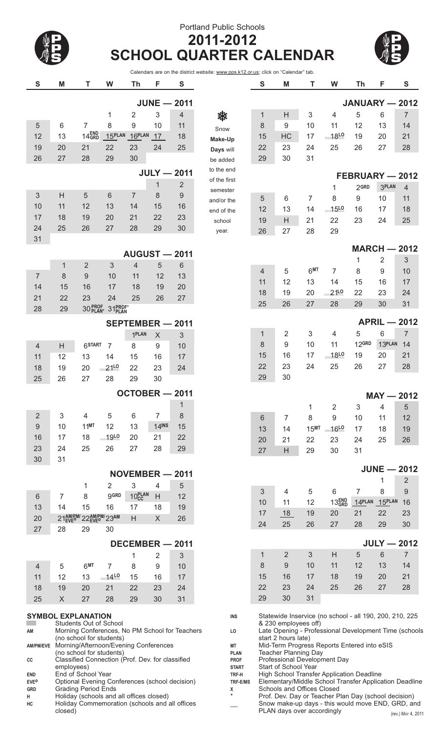# Portland Public Schools

# 2011-2012 SCHOOL QUARTER CALENDAR

Calendars are on the district website: www.pps.k12.or.us; click on "Calendar" tab.

## JUNE — 2011

| S | M | T | W | Th | F | S |
|---|---|---|---|---|---|---|
| | | | 1 | 2 | 3 | 4 |
| 5 | 6 | 7 | 8 | 9 | 10 | 11 |
| 12 | 13 | 14 END GRD | 15 PLAN | 16 PLAN | 17 | 18 |
| 19 | 20 | 21 | 22 | 23 | 24 | 25 |
| 26 | 27 | 28 | 29 | 30 | | |

## JULY — 2011

| S | M | T | W | Th | F | S |
|---|---|---|---|---|---|---|
| | | | | | 1 | 2 |
| 3 | H | 5 | 6 | 7 | 8 | 9 |
| 10 | 11 | 12 | 13 | 14 | 15 | 16 |
| 17 | 18 | 19 | 20 | 21 | 22 | 23 |
| 24 | 25 | 26 | 27 | 28 | 29 | 30 |
| 31 | | | | | | |

## AUGUST — 2011

| S | M | T | W | Th | F | S |
|---|---|---|---|---|---|---|
| | 1 | 2 | 3 | 4 | 5 | 6 |
| 7 | 8 | 9 | 10 | 11 | 12 | 13 |
| 14 | 15 | 16 | 17 | 18 | 19 | 20 |
| 21 | 22 | 23 | 24 | 25 | 26 | 27 |
| 28 | 29 | 30 PROF PLAN* | 31 PROF* PLAN | | | |

## SEPTEMBER — 2011

| S | M | T | W | Th | F | S |
|---|---|---|---|---|---|---|
| | | | | 1 PLAN | X | 3 |
| 4 | H | 6 START | 7 | 8 | 9 | 10 |
| 11 | 12 | 13 | 14 | 15 | 16 | 17 |
| 18 | 19 | 20 | 21 LO | 22 | 23 | 24 |
| 25 | 26 | 27 | 28 | 29 | 30 | |

## OCTOBER — 2011

| S | M | T | W | Th | F | S |
|---|---|---|---|---|---|---|
| | | | | | | 1 |
| 2 | 3 | 4 | 5 | 6 | 7 | 8 |
| 9 | 10 | 11 MT | 12 | 13 | 14 INS | 15 |
| 16 | 17 | 18 | 19 LO | 20 | 21 | 22 |
| 23 | 24 | 25 | 26 | 27 | 28 | 29 |
| 30 | 31 | | | | | |

## NOVEMBER — 2011

| S | M | T | W | Th | F | S |
|---|---|---|---|---|---|---|
| | | 1 | 2 | 3 | 4 | 5 |
| 6 | 7 | 8 | 9 GRD | 10 PLAN CC | H | 12 |
| 13 | 14 | 15 | 16 | 17 | 18 | 19 |
| 20 | 21 AM/PM/ EVE° | 22 AM/PM/ EVE° | 23 AM | H | X | 26 |
| 27 | 28 | 29 | 30 | | | |

## DECEMBER — 2011

| S | M | T | W | Th | F | S |
|---|---|---|---|---|---|---|
| | | | | 1 | 2 | 3 |
| 4 | 5 | 6 MT | 7 | 8 | 9 | 10 |
| 11 | 12 | 13 | 14 LO | 15 | 16 | 17 |
| 18 | 19 | 20 | 21 | 22 | 23 | 24 |
| 25 | X | 27 | 28 | 29 | 30 | 31 |

Snow Make-Up Days will be added to the end of the first semester and/or the end of the school year.

## JANUARY — 2012

| S | M | T | W | Th | F | S |
|---|---|---|---|---|---|---|
| 1 | H | 3 | 4 | 5 | 6 | 7 |
| 8 | 9 | 10 | 11 | 12 | 13 | 14 |
| 15 | HC | 17 | 18 LO | 19 | 20 | 21 |
| 22 | 23 | 24 | 25 | 26 | 27 | 28 |
| 29 | 30 | 31 | | | | |

## FEBRUARY — 2012

| S | M | T | W | Th | F | S |
|---|---|---|---|---|---|---|
| | | | 1 | 2 GRD | 3 PLAN | 4 |
| 5 | 6 | 7 | 8 | 9 | 10 | 11 |
| 12 | 13 | 14 | 15 LO | 16 | 17 | 18 |
| 19 | H | 21 | 22 | 23 | 24 | 25 |
| 26 | 27 | 28 | 29 | | | |

## MARCH — 2012

| S | M | T | W | Th | F | S |
|---|---|---|---|---|---|---|
| | | | | 1 | 2 | 3 |
| 4 | 5 | 6 MT | 7 | 8 | 9 | 10 |
| 11 | 12 | 13 | 14 | 15 | 16 | 17 |
| 18 | 19 | 20 | 21 LO | 22 | 23 | 24 |
| 25 | 26 | 27 | 28 | 29 | 30 | 31 |

## APRIL — 2012

| S | M | T | W | Th | F | S |
|---|---|---|---|---|---|---|
| 1 | 2 | 3 | 4 | 5 | 6 | 7 |
| 8 | 9 | 10 | 11 | 12 GRD | 13 PLAN | 14 |
| 15 | 16 | 17 | 18 LO | 19 | 20 | 21 |
| 22 | 23 | 24 | 25 | 26 | 27 | 28 |
| 29 | 30 | | | | | |

## MAY — 2012

| S | M | T | W | Th | F | S |
|---|---|---|---|---|---|---|
| | | 1 | 2 | 3 | 4 | 5 |
| 6 | 7 | 8 | 9 | 10 | 11 | 12 |
| 13 | 14 | 15 MT | 16 LO | 17 | 18 | 19 |
| 20 | 21 | 22 | 23 | 24 | 25 | 26 |
| 27 | H | 29 | 30 | 31 | | |

## JUNE — 2012

| S | M | T | W | Th | F | S |
|---|---|---|---|---|---|---|
| | | | | | 1 | 2 |
| 3 | 4 | 5 | 6 | 7 | 8 | 9 |
| 10 | 11 | 12 | 13 END GRD | 14 PLAN | 15 PLAN | 16 |
| 17 | 18 | 19 | 20 | 21 | 22 | 23 |
| 24 | 25 | 26 | 27 | 28 | 29 | 30 |

## JULY — 2012

| S | M | T | W | Th | F | S |
|---|---|---|---|---|---|---|
| 1 | 2 | 3 | H | 5 | 6 | 7 |
| 8 | 9 | 10 | 11 | 12 | 13 | 14 |
| 15 | 16 | 17 | 18 | 19 | 20 | 21 |
| 22 | 23 | 24 | 25 | 26 | 27 | 28 |
| 29 | 30 | 31 | | | | |

## SYMBOL EXPLANATION

| Symbol | Explanation |
|---|---|
| (shaded) | Students Out of School |
| AM | Morning Conferences, No PM School for Teachers (no school for students) |
| AM/PM/EVE | Morning/Afternoon/Evening Conferences (no school for students) |
| CC | Classified Connection (Prof. Dev. for classified employees) |
| END | End of School Year |
| EVE° | Optional Evening Conferences (school decision) |
| GRD | Grading Period Ends |
| H | Holiday (schools and all offices closed) |
| HC | Holiday Commemoration (schools and all offices closed) |
| INS | Statewide Inservice (no school - all 190, 200, 210, 225 & 230 employees off) |
| LO | Late Opening - Professional Development Time (schools start 2 hours late) |
| MT | Mid-Term Progress Reports Entered into eSIS |
| PLAN | Teacher Planning Day |
| PROF | Professional Development Day |
| START | Start of School Year |
| TRF-H | High School Transfer Application Deadline |
| TRF-E/MS | Elementary/Middle School Transfer Application Deadline |
| X | Schools and Offices Closed |
| * | Prof. Dev. Day or Teacher Plan Day (school decision) |
| __ | Snow make-up days - this would move END, GRD, and PLAN days over accordingly |

(rev.) May 4, 2011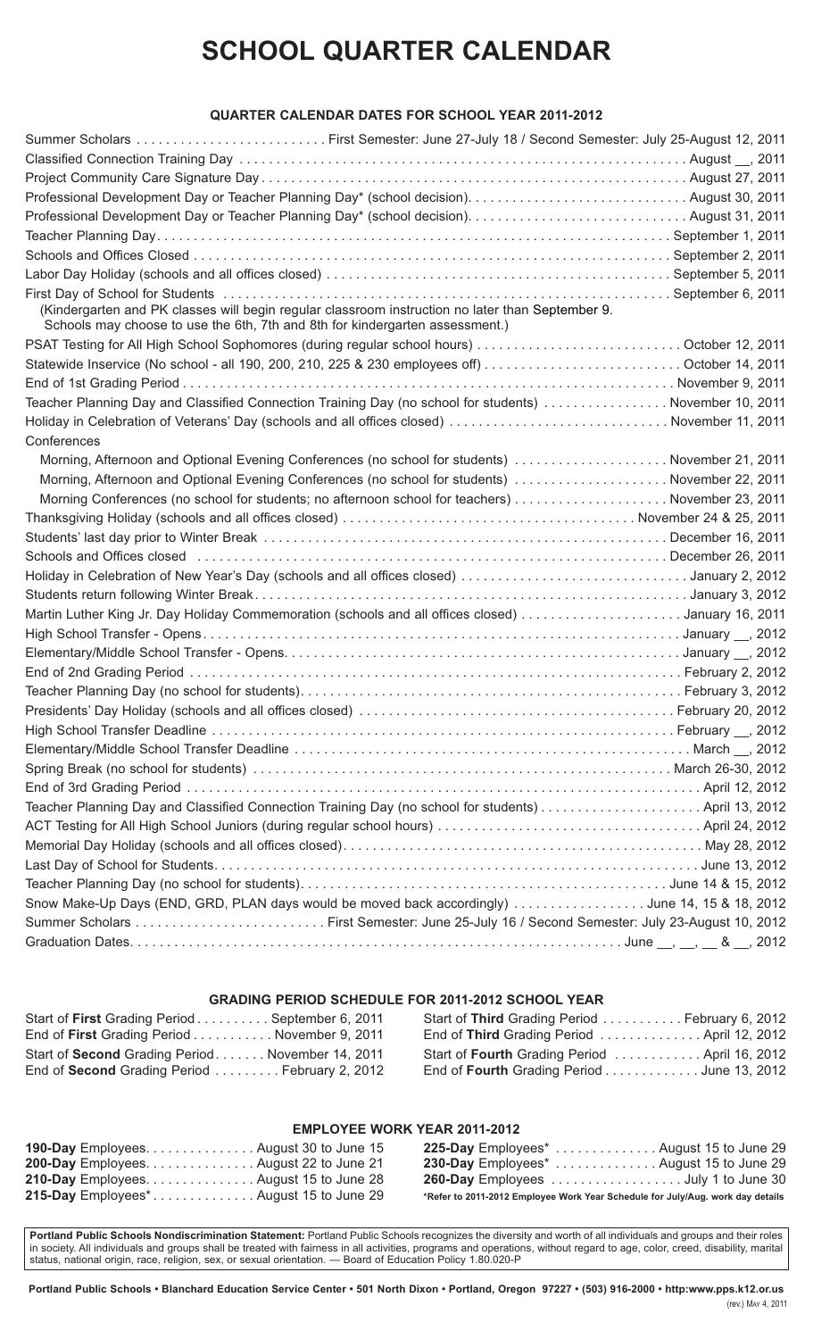# SCHOOL QUARTER CALENDAR

## QUARTER CALENDAR DATES FOR SCHOOL YEAR 2011-2012

| | |
|---|---|
| Summer Scholars | First Semester: June 27-July 18 / Second Semester: July 25-August 12, 2011 |
| Classified Connection Training Day | August __, 2011 |
| Project Community Care Signature Day | August 27, 2011 |
| Professional Development Day or Teacher Planning Day* (school decision) | August 30, 2011 |
| Professional Development Day or Teacher Planning Day* (school decision) | August 31, 2011 |
| Teacher Planning Day | September 1, 2011 |
| Schools and Offices Closed | September 2, 2011 |
| Labor Day Holiday (schools and all offices closed) | September 5, 2011 |
| First Day of School for Students (Kindergarten and PK classes will begin regular classroom instruction no later than September 9. Schools may choose to use the 6th, 7th and 8th for kindergarten assessment.) | September 6, 2011 |
| PSAT Testing for All High School Sophomores (during regular school hours) | October 12, 2011 |
| Statewide Inservice (No school - all 190, 200, 210, 225 & 230 employees off) | October 14, 2011 |
| End of 1st Grading Period | November 9, 2011 |
| Teacher Planning Day and Classified Connection Training Day (no school for students) | November 10, 2011 |
| Holiday in Celebration of Veterans' Day (schools and all offices closed) | November 11, 2011 |
| Conferences | |
| Morning, Afternoon and Optional Evening Conferences (no school for students) | November 21, 2011 |
| Morning, Afternoon and Optional Evening Conferences (no school for students) | November 22, 2011 |
| Morning Conferences (no school for students; no afternoon school for teachers) | November 23, 2011 |
| Thanksgiving Holiday (schools and all offices closed) | November 24 & 25, 2011 |
| Students' last day prior to Winter Break | December 16, 2011 |
| Schools and Offices closed | December 26, 2011 |
| Holiday in Celebration of New Year's Day (schools and all offices closed) | January 2, 2012 |
| Students return following Winter Break | January 3, 2012 |
| Martin Luther King Jr. Day Holiday Commemoration (schools and all offices closed) | January 16, 2011 |
| High School Transfer - Opens | January __, 2012 |
| Elementary/Middle School Transfer - Opens | January __, 2012 |
| End of 2nd Grading Period | February 2, 2012 |
| Teacher Planning Day (no school for students) | February 3, 2012 |
| Presidents' Day Holiday (schools and all offices closed) | February 20, 2012 |
| High School Transfer Deadline | February __, 2012 |
| Elementary/Middle School Transfer Deadline | March __, 2012 |
| Spring Break (no school for students) | March 26-30, 2012 |
| End of 3rd Grading Period | April 12, 2012 |
| Teacher Planning Day and Classified Connection Training Day (no school for students) | April 13, 2012 |
| ACT Testing for All High School Juniors (during regular school hours) | April 24, 2012 |
| Memorial Day Holiday (schools and all offices closed) | May 28, 2012 |
| Last Day of School for Students | June 13, 2012 |
| Teacher Planning Day (no school for students) | June 14 & 15, 2012 |
| Snow Make-Up Days (END, GRD, PLAN days would be moved back accordingly) | June 14, 15 & 18, 2012 |
| Summer Scholars | First Semester: June 25-July 16 / Second Semester: July 23-August 10, 2012 |
| Graduation Dates | June __, __, __ & __, 2012 |

## GRADING PERIOD SCHEDULE FOR 2011-2012 SCHOOL YEAR

| | |
|---|---|
| Start of **First** Grading Period | September 6, 2011 |
| End of **First** Grading Period | November 9, 2011 |
| Start of **Second** Grading Period | November 14, 2011 |
| End of **Second** Grading Period | February 2, 2012 |
| Start of **Third** Grading Period | February 6, 2012 |
| End of **Third** Grading Period | April 12, 2012 |
| Start of **Fourth** Grading Period | April 16, 2012 |
| End of **Fourth** Grading Period | June 13, 2012 |

## EMPLOYEE WORK YEAR 2011-2012

| | |
|---|---|
| **190-Day** Employees | August 30 to June 15 |
| **200-Day** Employees | August 22 to June 21 |
| **210-Day** Employees | August 15 to June 28 |
| **215-Day** Employees* | August 15 to June 29 |
| **225-Day** Employees* | August 15 to June 29 |
| **230-Day** Employees* | August 15 to June 29 |
| **260-Day** Employees | July 1 to June 30 |

*Refer to 2011-2012 Employee Work Year Schedule for July/Aug. work day details

**Portland Public Schools Nondiscrimination Statement:** Portland Public Schools recognizes the diversity and worth of all individuals and groups and their roles in society. All individuals and groups shall be treated with fairness in all activities, programs and operations, without regard to age, color, creed, disability, marital status, national origin, race, religion, sex, or sexual orientation. — Board of Education Policy 1.80.020-P

**Portland Public Schools • Blanchard Education Service Center • 501 North Dixon • Portland, Oregon 97227 • (503) 916-2000 • http:www.pps.k12.or.us**

(rev.) May 4, 2011